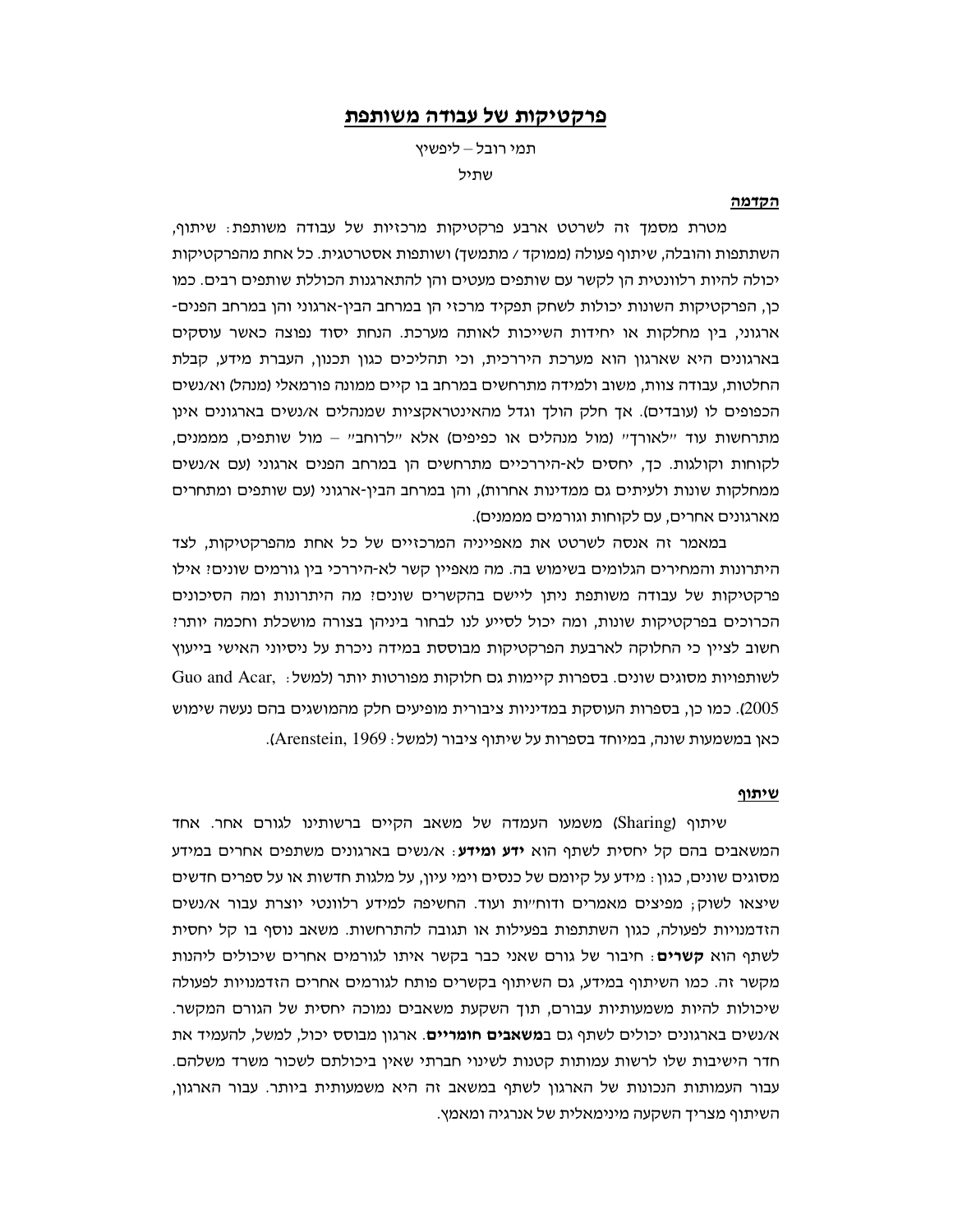# פרקטיקות של עבודה משותפת

תמי רובל – ליפשיץ

שתיל

## הקדמה

מטרת מסמך זה לשרטט ארבע פרקטיקות מרכזיות של עבודה משותפת: שיתוף, השתתפות והובלה, שיתוף פעולה (ממוקד / מתמשך) ושותפות אסטרטגית. כל אחת מהפרקטיקות יכולה להיות רלוונטית הן לקשר עם שותפים מעטים והן להתארגנות הכוללת שותפים רבים. כמו כן, הפרקטיקות השונות יכולות לשחק תפקיד מרכזי הן במרחב הבין-ארגוני והן במרחב הפנים-ארגוני, בין מחלקות או יחידות השייכות לאותה מערכת. הנחת יסוד נפוצה כאשר עוסקים בארגונים היא שארגון הוא מערכת היררכית, וכי תהליכים כגון תכנון, העברת מידע, קבלת החלטות, עבודה צוות, משוב ולמידה מתרחשים במרחב בו קיים ממונה פורמאלי (מנהל) וא/נשים הכפופים לו (עובדים). אך חלק הולך וגדל מהאינטראקציות שמנהלים א/נשים בארגונים אינן מתרחשות עוד "לאורך" (מול מנהלים או כפיפים) אלא "לרוחב" – מול שותפים, מממנים, לקוחות וקולגות. כך, יחסים לא-היררכיים מתרחשים הן במרחב הפנים ארגוני (עם א/נשים ממחלקות שונות ולעיתים גם ממדינות אחרות), והן במרחב הבין-ארגוני (עם שותפים ומתחרים מארגונים אחרים, עם לקוחות וגורמים מממנים).

במאמר זה אנסה לשרטט את מאפייניה המרכזיים של כל אחת מהפרקטיקות, לצד היתרונות והמחירים הגלומים בשימוש בה. מה מאפיין קשר לא-היררכי בין גורמים שונים? אילו פרקטיקות של עבודה משותפת ניתן ליישם בהקשרים שונים? מה היתרונות ומה הסיכונים הכרוכים בפרקטיקות שונות, ומה יכול לסייע לנו לבחור ביניהן בצורה מושכלת וחכמה יותר? חשוב לציין כי החלוקה לארבעת הפרקטיקות מבוססת במידה ניכרת על ניסיוני האישי בייעוץ לשותפויות מסוגים שונים. בספרות קיימות גם חלוקות מפורטות יותר (למשל: Guo and Acar, 2005). כמו כן, בספרות העוסקת במדיניות ציבורית מופיעים חלק מהמושגים בהם נעשה שימוש כאן במשמעות שונה, במיוחד בספרות על שיתוף ציבור (למשל: Arenstein, 1969).

## שיתוף

שיתוף (Sharing) משמעו העמדה של משאב הקיים ברשותינו לגורם אחר. אחד המשאבים בהם קל יחסית לשתף הוא **ידע ומידע**: א/נשים בארגונים משתפים אחרים במידע מסוגים שונים, כגון: מידע על קיומם של כנסים וימי עיון, על מלגות חדשות או על ספרים חדשים שיצאו לשוק; מפיצים מאמרים ודוח"ות ועוד. החשיפה למידע רלוונטי יוצרת עבור א/נשים הזדמנויות לפעולה, כגון השתתפות בפעילות או תגובה להתרחשות. משאב נוסף בו קל יחסית לשתף הוא **קשרים**: חיבור של גורם שאני כבר בקשר איתו לגורמים אחרים שיכולים ליהנות מקשר זה. כמו השיתוף במידע, גם השיתוף בקשרים פותח לגורמים אחרים הזדמנויות לפעולה שיכולות להיות משמעותיות עבורם, תוך השקעת משאבים נמוכה יחסית של הגורם המקשר. א/נשים בארגונים יכולים לשתף גם ב**משאבים חומריים**. ארגון מבוסס יכול, למשל, להעמיד את חדר הישיבות שלו לרשות עמותות קטנות לשינוי חברתי שאין ביכולתם לשכור משרד משלהם. עבור העמותות הנכונות של הארגון לשתף במשאב זה היא משמעותית ביותר. עבור הארגון, השיתוף מצריך השקעה מינימאלית של אנרגיה ומאמץ.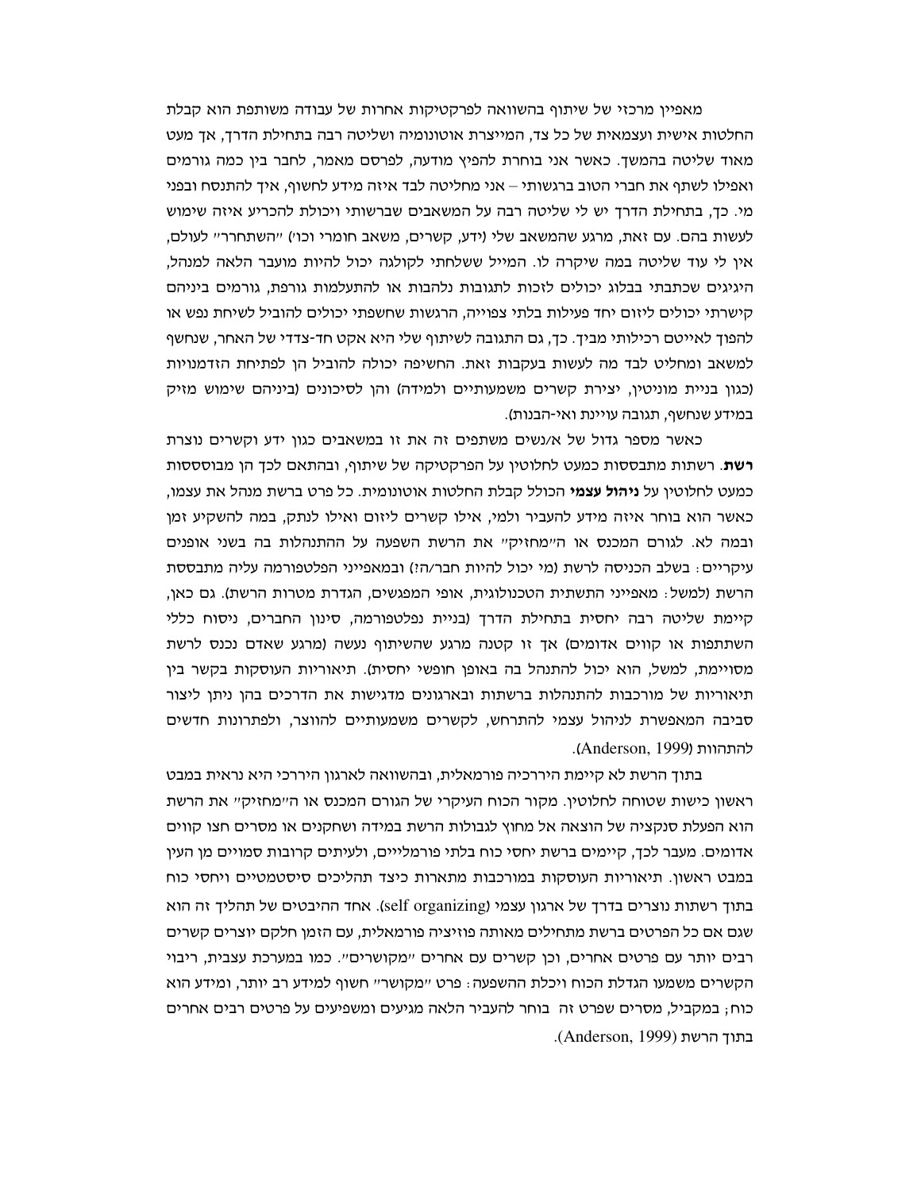מאפיין מרכזי של שיתוף בהשוואה לפרקטיקות אחרות של עבודה משותפת הוא קבלת החלטות אישית ועצמאית של כל צד, המייצרת אוטונומיה ושליטה רבה בתחילת הדרך, אך מעט מאוד שליטה בהמשך. כאשר אני בוחרת להפיץ מודעה, לפרסם מאמר, לחבר בין כמה גורמים ואפילו לשתף את חברי הטוב ברגשותי – אני מחליטה לבד איזה מידע לחשוף, איך להתנסח ובפני מי. כך, בתחילת הדרך יש לי שליטה רבה על המשאבים שברשותי ויכולת להכריע איזה שימוש לעשות בהם. עם זאת, מרגע שהמשאב שלי (ידע, קשרים, משאב חומרי וכו') "השתחרר" לעולם, אין לי עוד שליטה במה שיקרה לו. המייל ששלחתי לקולגה יכול להיות מועבר הלאה למנהל, היגיגים שכתבתי בבלוג יכולים לזכות לתגובות נלהבות או להתעלמות גורפת, גורמים ביניהם קישרתי יכולים ליזום יחד פעילות בלתי צפויה, הרגשות שחשפתי יכולים להוביל לשיחת נפש או להפוך לאייטם רכילותי מביך. כך, גם התגובה לשיתוף שלי היא אקט חד-צדדי של האחר, שנחשף למשאב ומחליט לבד מה לעשות בעקבות זאת. החשיפה יכולה להוביל הן לפתיחת הזדמנויות (כגון בניית מוניטין, יצירת קשרים משמעותיים ולמידה) והן לסיכונים (ביניהם שימוש מזיק במידע שנחשף, תגובה עוינת ואי-הבנות).

כאשר מספר גדול של א/נשים משתפים זה את זו במשאבים כגון ידע וקשרים נוצרת **רשת**. רשתות מתבססות כמעט לחלוטין על הפרקטיקה של שיתוף, ובהתאם לכך הן מבוססות כמעט לחלוטין על **ניהול עצמי** הכולל קבלת החלטות אוטונומית. כל פרט ברשת מנהל את עצמו, כאשר הוא בוחר איזה מידע להעביר ולמי, אילו קשרים ליזום ואילו לנתק, במה להשקיע זמן ובמה לא. לגורם המכנס או ה"מחזיק" את הרשת השפעה על ההתנהלות בה בשני אופנים עיקריים: בשלב הכניסה לרשת (מי יכול להיות חבר/ה?) ובמאפייני הפלטפורמה עליה מתבססת הרשת (למשל: מאפייני התשתית הטכנולוגית, אופי המפגשים, הגדרת מטרות הרשת). גם כאן, קיימת שליטה רבה יחסית בתחילת הדרך (בניית נפלטפורמה, סינון החברים, ניסוח כללי השתתפות או קווים אדומים) אך זו קטנה מרגע שהשיתוף נעשה (מרגע שאדם נכנס לרשת מסויימת, למשל, הוא יכול להתנהל בה באופן חופשי יחסית). תיאוריות העוסקות בקשר בין תיאוריות של מורכבות להתנהלות ברשתות ובארגונים מדגישות את הדרכים בהן ניתן ליצור סביבה המאפשרת לניהול עצמי להתרחש, לקשרים משמעותיים להווצר, ולפתרונות חדשים להתהוות (Anderson, 1999).

בתוך הרשת לא קיימת הירארכיה פורמאלית, ובהשוואה לארגון הירכי היא נראית במבט ראשון כישות שטוחה לחלוטין. מקור הכוח העיקרי של הגורם המכנס או ה"מחזיק" את הרשת הוא הפעלת סנקציה של הוצאה אל מחוץ לגבולות הרשת במידה ושחקנים או מסרים חצו קווים אדומים. מעבר לכך, קיימים ברשת יחסי כוח בלתי פורמליים, ולעיתים קרובות סמויים מן העין במבט ראשון. תיאוריות העוסקות במורכבות מתארות כיצד תהליכים סיסטמטיים ויחסי כוח בתוך רשתות נוצרים בדרך של ארגון עצמי (self organizing). אחד ההיבטים של תהליך זה הוא שגם אם כל הפרטים ברשת מתחילים מאותה פוזיציה פורמאלית, עם הזמן חלקם יוצרים קשרים רבים יותר עם פרטים אחרים, וכן קשרים עם אחרים "מקושרים". כמו במערכת עצבית, ריבוי הקשרים משמעו הגדלת הכוח ויכלת ההשפעה: פרט "מקושר" חשוף למידע רב יותר, ומידע הוא כוח; במקביל, מסרים שפרט זה בוחר להעביר הלאה מגיעים ומשפיעים על פרטים רבים אחרים בתוך הרשת (Anderson, 1999).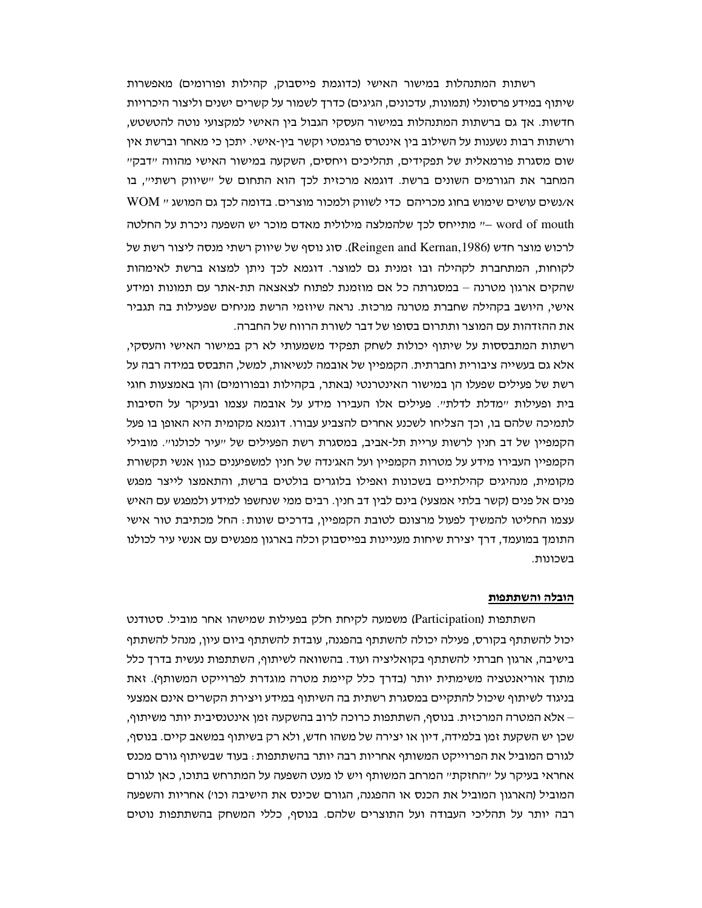רשתות המתנהלות במישור האישי (כדוגמת פייסבוק, קהילות ופורומים) מאפשרות שיתוף במידע פרסונלי (תמונות, עדכונים, הגיגים) כדרך לשמור על קשרים ישנים וליצור היכרויות חדשות. אך גם ברשתות המתנהלות במישור העסקי הגבול בין האישי למקצועי נוטה להטשטש, ורשתות רבות נשענות על השילוב בין אינטרס פרגמטי וקשר בין-אישי. יתכן כי מאחר וברשת אין שום מסגרת פורמאלית של תפקידים, תהליכים ויחסים, השקעה במישור האישי מהווה "דבק" המחבר את הגורמים השונים ברשת. דוגמא מרכזית לכך הוא התחום של "שיווק רשתי", בו א/נשים עושים שימוש בחוג מכריהם כדי לשווק ולמכור מוצרים. בדומה לכך גם המושג " WOM word of mouth –" מתייחס לכך שלהמלצה מילולית מאדם מוכר יש השפעה ניכרת על החלטה לרכוש מוצר חדש (Reingen and Kernan,1986). סוג נוסף של שיווק רשתי מנסה ליצור רשת של לקוחות, המתחברת לקהילה ובו זמנית גם למוצר. דוגמא לכך ניתן למצוא ברשת לאימהות שהקים ארגון מטרנה – במסגרתה כל אם מוזמנת לפתוח לצאצאה תת-אתר עם תמונות ומידע אישי, היושב בקהילה שחברת מטרנה מרכזת. נראה שיוזמי הרשת מניחים שפעילות בה תגביר את ההזדהות עם המוצר ותתרום בסופו של דבר לשורת הרווח של החברה.

רשתות המתבססות על שיתוף יכולות לשחק תפקיד משמעותי לא רק במישור האישי והעסקי, אלא גם בעשייה ציבורית וחברתית. הקמפיין של אובמה לנשיאות, למשל, התבסס במידה רבה על רשת של פעילים שפעלו הן במישור האינטרנטי (באתר, בקהילות ובפורומים) והן באמצעות חוגי בית ופעילות "מדלת לדלת". פעילים אלו העבירו מידע על אובמה עצמו ובעיקר על הסיבות לתמיכה שלהם בו, וכך הצליחו לשכנע אחרים להצביע עבורו. דוגמא מקומית היא האופן בו פעל הקמפיין של דב חנין לרשות עריית תל-אביב, במסגרת רשת הפעילים של "עיר לכולנו". מובילי הקמפיין העבירו מידע על מטרות הקמפיין ועל האג'נדה של חנין למשפיענים כגון אנשי תקשורת מקומית, מנהיגים קהילתיים בשכונות ואפילו בלוגרים בולטים ברשת, והתאמצו לייצר מפגש פנים אל פנים (קשר בלתי אמצעי) בינם לבין דב חנין. רבים ממי שנחשפו למידע ולמפגש עם האיש עצמו החליטו להמשיך לפעול מרצונם לטובת הקמפיין, בדרכים שונות: החל מכתיבת טור אישי התומך במועמד, דרך יצירת שיחות מעניינות בפייסבוק וכלה בארגון מפגשים עם אנשי עיר לכולנו בשכונות.

**<u>הובלה והשתתפות</u>**

השתתפות (Participation) משמעה לקיחת חלק בפעילות שמישהו אחר מוביל. סטודנט יכול להשתתף בקורס, פעילה יכולה להשתתף בהפגנה, עובדת להשתתף ביום עיון, מנהל להשתתף בישיבה, ארגון חברתי להשתתף בקואליציה ועוד. בהשוואה לשיתוף, השתתפות נעשית בדרך כלל מתוך אוריאנטציה משימתית יותר (בדרך כלל קיימת מטרה מוגדרת לפרוייקט המשותף). זאת בניגוד לשיתוף שיכול להתקיים במסגרת רשתית בה השיתוף במידע ויצירת הקשרים אינם אמצעי – אלא המטרה המרכזית. בנוסף, השתתפות כרוכה לרוב בהשקעה זמן אינטנסיבית יותר משיתוף, שכן יש השקעת זמן בלמידה, דיון או יצירה של משהו חדש, ולא רק בשיתוף במשאב קיים. בנוסף, לגורם המוביל את הפרוייקט המשותף אחריות רבה יותר בהשתתפות: בעוד שבשיתוף גורם מכנס אחראי בעיקר על "ההחזקת" המרחב המשותף ויש לו מעט השפעה על המתרחש בתוכו, כאן לגורם המוביל (הארגון המוביל את הכנס או ההפגנה, הגורם שכינס את הישיבה וכו') אחריות והשפעה רבה יותר על תהליכי העבודה ועל התוצרים שלהם. בנוסף, כללי המשחק בהשתתפות נוטים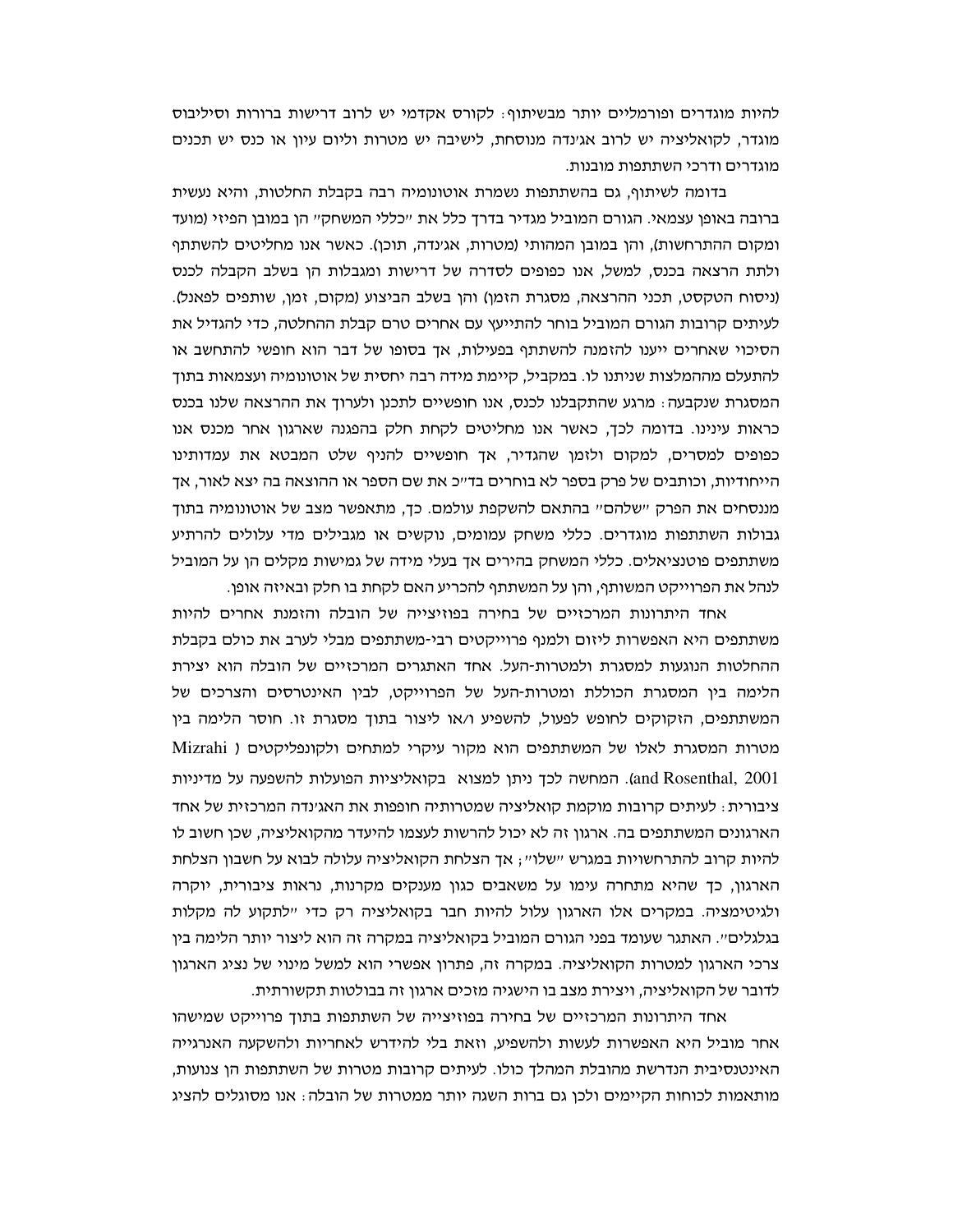להיות מוגדרים ופורמליים יותר מבשיתוף: לקורס אקדמי יש לרוב דרישות ברורות וסיליבוס מוגדר, לקואליציה יש לרוב אג'נדה מנוסחת, לישיבה יש מטרות וליום עיון או כנס יש תכנים מוגדרים ודרכי השתתפות מובנות.

בדומה לשיתוף, גם בהשתתפות נשמרת אוטונומיה רבה בקבלת החלטות, והיא נעשית ברובה באופן עצמאי. הגורם המוביל מגדיר בדרך כלל את "כללי המשחק" הן במובן הפיזי (מועד ומקום ההתרחשות), והן במובן המהותי (מטרות, אג'נדה, תוכן). כאשר אנו מחליטים להשתתף ולתת הרצאה בכנס, למשל, אנו כפופים לסדרה של דרישות ומגבלות הן בשלב הקבלה לכנס (ניסוח הטקסט, תכני ההרצאה, מסגרת הזמן) והן בשלב הביצוע (מקום, זמן, שותפים לפאנל). לעיתים קרובות הגורם המוביל בוחר להתייעץ עם אחרים טרם קבלת ההחלטה, כדי להגדיל את הסיכוי שאחרים ייענו להזמנה להשתתף בפעילות, אך בסופו של דבר הוא חופשי להתחשב או להתעלם מההמלצות שניתנו לו. במקביל, קיימת מידה רבה יחסית של אוטונומיה ועצמאות בתוך המסגרת שנקבעה: מרגע שהתקבלנו לכנס, אנו חופשיים לתכנן ולערוך את ההרצאה שלנו בכנס כראות עינינו. בדומה לכך, כאשר אנו מחליטים לקחת חלק בהפגנה שארגון אחר מכנס אנו כפופים למסרים, למקום ולזמן שהגדיר, אך חופשיים להניף שלט המבטא את עמדותינו הייחודיות, וכותבים של פרק בספר לא בוחרים בד"כ את שם הספר או ההוצאה בה יצא לאור, אך מנסחים את הפרק "שלהם" בהתאם להשקפת עולמם. כך, מתאפשר מצב של אוטונומיה בתוך גבולות השתתפות מוגדרים. כללי משחק עמומים, נוקשים או מגבילים מדי עלולים להרתיע משתתפים פוטנציאלים. כללי המשחק בהירים אך בעלי מידה של גמישות מקלים הן על המוביל לנהל את הפרוייקט המשותף, והן על המשתתף להכריע האם לקחת בו חלק ובאיזה אופן.

אחד היתרונות המרכזיים של בחירה בפוזיצייה של הובלה והזמנת אחרים להיות משתתפים היא האפשרות ליזום ולמנף פרוייקטים רבי-משתתפים מבלי לערב את כולם בקבלת ההחלטות הנוגעות למסגרת ולמטרות-העל. אחד האתגרים המרכזיים של הובלה הוא יצירת הלימה בין המסגרת הכוללת ומטרות-העל של הפרוייקט, לבין האינטרסים והצרכים של המשתתפים, הזקוקים לחופש לפעול, להשפיע ו/או ליצור בתוך מסגרת זו. חוסר הלימה בין מטרות המסגרת לאלו של המשתתפים הוא מקור עיקרי למתחים ולקונפליקטים (Mizrahi and Rosenthal, 2001). המחשה לכך ניתן למצוא בקואליציות הפועלות להשפעה על מדיניות ציבורית: לעיתים קרובות מוקמת קואליציה שמטרותיה חופפות את האג'נדה המרכזית של אחד הארגונים המשתתפים בה. ארגון זה לא יכול להרשות לעצמו להיעדר מהקואליציה, שכן חשוב לו להיות קרוב להתרחשויות במגרש "שלו"; אך הצלחת הקואליציה עלולה לבוא על חשבון הצלחת הארגון, כך שהיא מתחרה עימו על משאבים כגון מענקים מקרנות, נראות ציבורית, יוקרה ולגיטימציה. במקרים אלו הארגון עלול להיות חבר בקואליציה רק כדי "לתקוע לה מקלות בגלגלים". האתגר שעומד בפני הגורם המוביל בקואליציה במקרה זה הוא ליצור יותר הלימה בין צרכי הארגון למטרות הקואליציה. במקרה זה, פתרון אפשרי הוא למשל מינוי של נציג הארגון לדובר של הקואליציה, ויצירת מצב בו הישגיה מזכים ארגון זה בבולטות תקשורתית.

אחד היתרונות המרכזיים של בחירה בפוזיצייה של השתתפות בתוך פרוייקט שמישהו אחר מוביל היא האפשרות לעשות ולהשפיע, וזאת בלי להידרש לאחריות ולהשקעה האנרגייה האינטנסיבית הנדרשת מהובלת המהלך כולו. לעיתים קרובות מטרות של השתתפות הן צנועות, מותאמות לכוחות הקיימים ולכן גם ברות השגה יותר ממטרות של הובלה: אנו מסוגלים להציג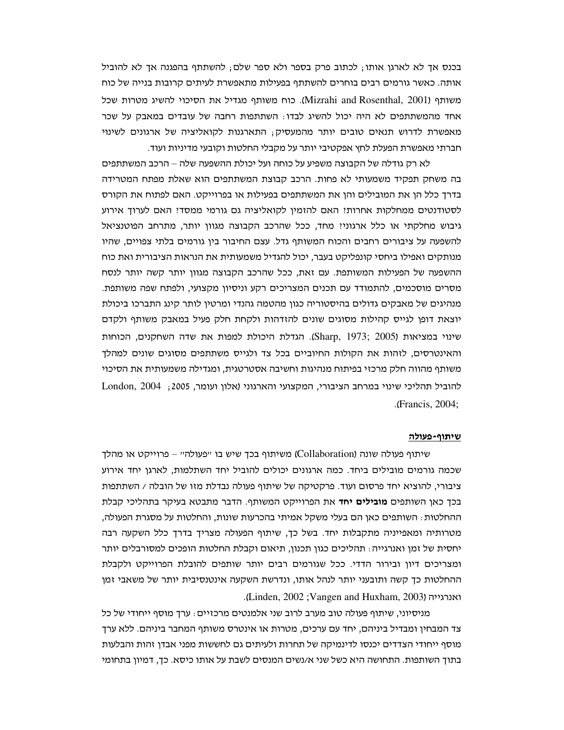בכנס אך לא לארגן אותו; לכתוב פרק בספר ולא ספר שלם; להשתתף בהפגנה אך לא להוביל אותה. כאשר גורמים רבים בוחרים להשתתף בפעילות מתאפשרת לעיתים קרובות בנייה של כוח משותף (Mizrahi and Rosenthal, 2001). כוח משותף מגדיל את הסיכוי להשיג מטרות שכל אחד מהמשתתפים לא היה יכול להשיג לבדו: השתתפות רחבה של עובדים במאבק על שכר מאפשרת לדרוש תנאים טובים יותר מהמעסיק; התארגנות לקואליציה של ארגונים לשינוי חברתי מאפשרת הפעלת לחץ אפקטיבי יותר על מקבלי החלטות וקובעי מדיניות ועוד.

לא רק גודלה של הקבוצה משפיע על כוחה ועל יכולת ההשפעה שלה – הרכב המשתתפים בה משחק תפקיד משמעותי לא פחות. הרכב קבוצת המשתתפים הוא שאלת מפתח המטרידה בדרך כלל הן את המובילים והן את המשתתפים בפעילות או בפרוייקט. האם לפתוח את הקורס לסטודנטים ממחלקות אחרות? האם להזמין לקואליציה גם גורמי ממסד? האם לערוך אירוע גיבוש מחלקתי או כלל ארגוני? מחד, ככל שהרכב הקבוצה מגוון יותר, מתרחב הפוטנציאל להשפעה על ציבורים רחבים והכוח המשותף גדל. עצם החיבור בין גורמים בלתי צפויים, שהיו מנותקים ואפילו ביחסי קונפליקט בעבר, יכול להגדיל משמעותית את הנראות הציבורית ואת כוח ההשפעה של הפעילות המשותפת. עם זאת, ככל שהרכב הקבוצה מגוון יותר קשה יותר לנסח מסרים מוסכמים, להתמודד עם תכנים המצריכים רקע וניסיון מקצועי, ולפתח שפה משותפת. מנהיגים של מאבקים גדולים בהיסטוריה כגון מהטמה גהנדי ומרטין לותר קינג התברכו ביכולת יוצאת דופן לגייס קהילות מסוגים שונים להזדהות ולקחת חלק פעיל במאבק משותף ולקדם שינוי במציאות (Sharp, 1973; 2005). הגדלת היכולת למפות את שדה השחקנים, הכוחות והאינטרסים, לזהות את הקולות החיוביים בכל צד ולגייס משתתפים מסוגים שונים למהלך משותף מהווה חלק מרכזי בפיתוח מנהיגות וחשיבה אסטרטגית, ומגדילה משמעותית את הסיכוי להוביל תהליכי שינוי במרחב הציבורי, המקצועי והארגוני (אלון ועומר, 2005; London, 2004; Francis, 2004).

**שיתוף-פעולה**

שיתוף פעולה שונה (Collaboration) משיתוף בכך שיש בו "פעולה" – פרוייקט או מהלך שכמה גורמים מובילים ביחד. כמה ארגונים יכולים להוביל יחד השתלמות, לארגן יחד אירוע ציבורי, להוציא יחד פרסום ועוד. פרקטיקה של שיתוף פעולה נבדלת מזו של הובלה / השתתפות בכך כאן השותפים **מובילים יחד** את הפרוייקט המשותף. הדבר מתבטא בעיקר בתהליכי קבלת ההחלטות: השותפים כאן הם בעלי משקל אמיתי בהכרעות שונות, והחלטות על מסגרת הפעולה, מטרותיה ומאפייניה מתקבלות יחד. בשל כך, שיתוף הפעולה מצריך בדרך כלל השקעה רבה יחסית של זמן ואנרגייה: תהליכים כגון תכנון, תיאום וקבלת החלטות הופכים למסורבלים יותר ומצריכים דיון ובירור הדדי. ככל שגורמים רבים יותר שותפים להובלת הפרוייקט ולקבלת ההחלטות כך קשה ותובעני יותר לנהל אותו, ונדרשת השקעה אינטנסיבית יותר של משאבי זמן ואנרגייה (Linden, 2002; Vangen and Huxham, 2003).

מניסיוני, שיתוף פעולה טוב מערב לרוב שני אלמנטים מרכזיים: ערך מוסף ייחודי של כל צד המבחין ומבדיל ביניהם, יחד עם ערכים, מטרות או אינטרס משותף המחבר ביניהם. ללא ערך מוסף ייחודי הצדדים יכנסו לדינמיקה של תחרות ולעיתים גם לחששות מפני אבדן זהות והבלעות בתוך השותפות. התחושה היא כשל שני א/נשים המנסים לשבת על אותו כיסא. כך, דמיון בתחומי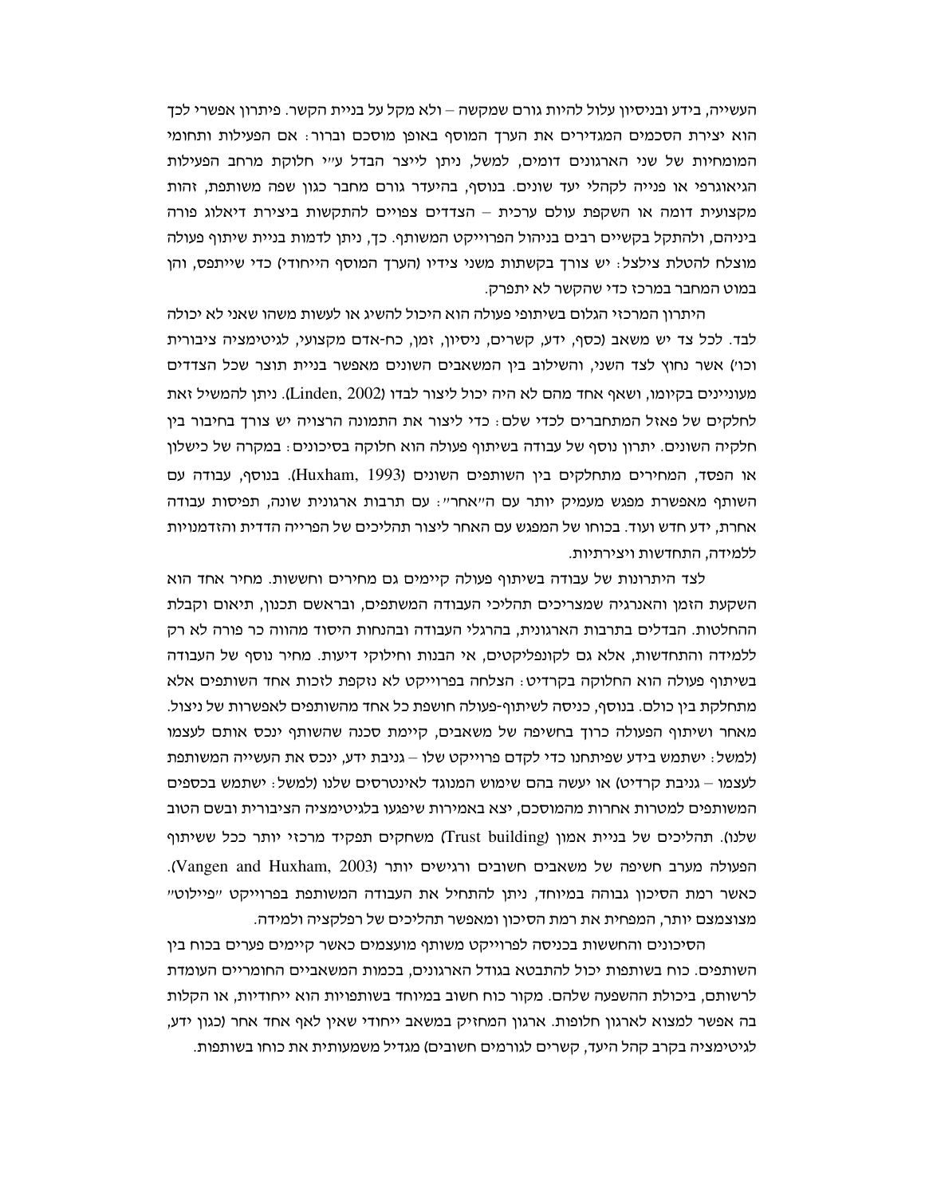העשייה, בידע ובניסיון עלול להיות גורם שמקשה – ולא מקל על בניית הקשר. פיתרון אפשרי לכך הוא יצירת הסכמים המגדירים את הערך המוסף באופן מוסכם וברור: אם הפעילות ותחומי המומחיות של שני הארגונים דומים, למשל, ניתן לייצר הבדל ע"י חלוקת מרחב הפעילות הגיאוגרפי או פנייה לקהלי יעד שונים. בנוסף, בהיעדר גורם מחבר כגון שפה משותפת, זהות מקצועית דומה או השקפת עולם ערכית – הצדדים צפויים להתקשות ביצירת דיאלוג פורה ביניהם, ולהתקל בקשיים רבים בניהול הפרוייקט המשותף. כך, ניתן לדמות בניית שיתוף פעולה מוצלח להטלת צילצל: יש צורך בקשתות משני צידיו (הערך המוסף הייחודי) כדי שייתפס, והן במוט המחבר במרכז כדי שהקשר לא יתפרק.

היתרון המרכזי הגלום בשיתופי פעולה הוא היכול להשיג או לעשות משהו שאני לא יכולה לבד. לכל צד יש משאב (כסף, ידע, קשרים, ניסיון, זמן, כח-אדם מקצועי, לגיטימציה ציבורית וכו') אשר נחוץ לצד השני, והשילוב בין המשאבים השונים מאפשר בניית תוצר שכל הצדדים מעוניינים בקיומו, ושאף אחד מהם לא היה יכול ליצור לבדו (Linden, 2002). ניתן להמשיל זאת לחלקים של פאזל המתחברים לכדי שלם: כדי ליצור את התמונה הרצויה יש צורך בחיבור בין חלקיה השונים. יתרון נוסף של עבודה בשיתוף פעולה הוא חלוקה בסיכונים: במקרה של כישלון או הפסד, המחירים מתחלקים בין השותפים השונים (Huxham, 1993). בנוסף, עבודה עם השותף מאפשרת מפגש מעמיק יותר עם ה"אחר": עם תרבות ארגונית שונה, תפיסות עבודה אחרת, ידע חדש ועוד. בכוחו של המפגש עם האחר ליצור תהליכים של הפרייה הדדית והזדמנויות ללמידה, התחדשות ויצירתיות.

לצד היתרונות של עבודה בשיתוף פעולה קיימים גם מחירים וחששות. מחיר אחד הוא השקעת הזמן והאנרגיה שמצריכים תהליכי העבודה המשתפים, ובראשם תכנון, תיאום וקבלת ההחלטות. הבדלים בתרבות הארגונית, בהרגלי העבודה ובהנחות היסוד מהווה כר פורה לא רק ללמידה והתחדשות, אלא גם לקונפליקטים, אי הבנות וחילוקי דיעות. מחיר נוסף של העבודה בשיתוף פעולה הוא החלוקה בקרדיט: הצלחה בפרוייקט לא נזקפת לזכות אחד השותפים אלא מתחלקת בין כולם. בנוסף, כניסה לשיתוף-פעולה חושפת כל אחד מהשותפים לאפשרות של ניצול. מאחר ושיתוף הפעולה כרוך בחשיפה של משאבים, קיימת סכנה שהשותף ינכס אותם לעצמו (למשל: ישתמש בידע שפיתחנו כדי לקדם פרוייקט שלו – גניבת ידע, ינכס את העשייה המשותפת לעצמו – גניבת קרדיט) או יעשה בהם שימוש המנוגד לאינטרסים שלנו (למשל: ישתמש בכספים המשותפים למטרות אחרות מהמוסכם, יצא באמירות שיפגעו בלגיטימציה הציבורית ובשם הטוב שלנו). תהליכים של בניית אמון (Trust building) משחקים תפקיד מרכזי יותר ככל ששיתוף הפעולה מערב חשיפה של משאבים חשובים ורגישים יותר (Vangen and Huxham, 2003). כאשר רמת הסיכון גבוהה במיוחד, ניתן להתחיל את העבודה המשותפת בפרוייקט "פיילוט" מצומצם יותר, המפחית את רמת הסיכון ומאפשר תהליכים של רפלקציה ולמידה.

הסיכונים והחששות בכניסה לפרוייקט משותף מועצמים כאשר קיימים פערים בכוח בין השותפים. כוח בשותפות יכול להתבטא בגודל הארגונים, בכמות המשאבים החומריים העומדת לרשותם, ביכולת ההשפעה שלהם. מקור כוח חשוב במיוחד בשותפויות הוא ייחודיות, או הקלות בה אפשר למצוא לארגון חלופות. ארגון המחזיק במשאב ייחודי שאין לאף אחד אחר (כגון ידע, לגיטימציה בקרב קהל היעד, קשרים לגורמים חשובים) מגדיל משמעותית את כוחו בשותפות.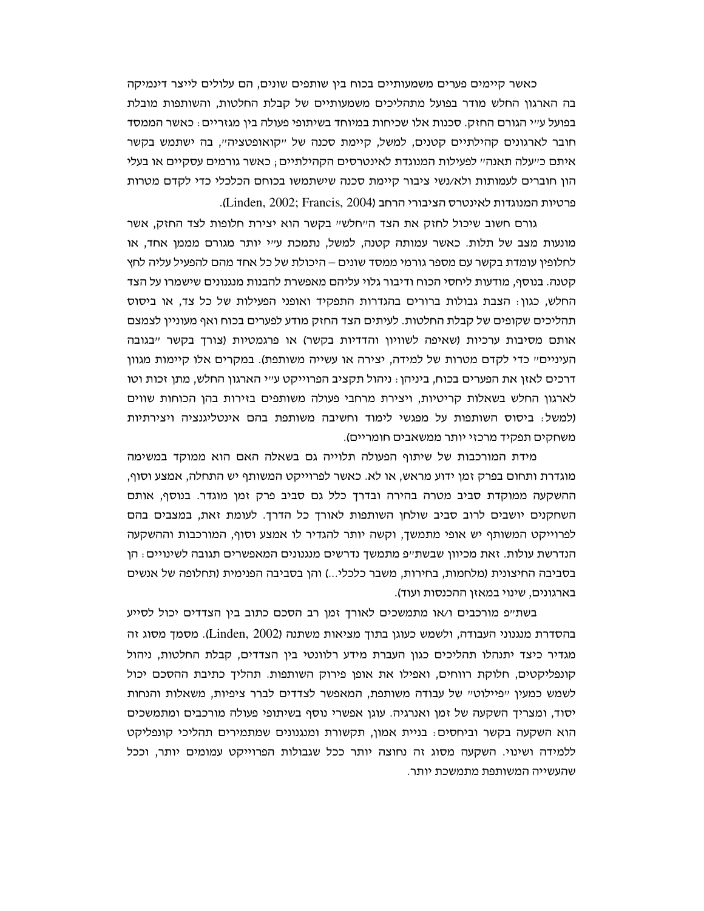כאשר קיימים פערים משמעותיים בכוח בין שותפים שונים, הם עלולים לייצר דינמיקה בה הארגון החלש מודר בפועל מתהליכים משמעותיים של קבלת החלטות, והשותפות מובלת בפועל ע״י הגורם החזק. סכנות אלו שכיחות במיוחד בשיתופי פעולה בין מגזריים: כאשר הממסד חובר לארגונים קהילתיים קטנים, למשל, קיימת סכנה של ״קואופטציה״, בה ישתמש בקשר איתם כ״עלה תאנה״ לפעילות המנוגדת לאינטרסים הקהילתיים; כאשר גורמים עסקיים או בעלי הון חוברים לעמותות ולא/נשי ציבור קיימת סכנה שישתמשו בכוחם הכלכלי כדי לקדם מטרות פרטיות המנוגדות לאינטרס הציבורי הרחב (Linden, 2002; Francis, 2004).

גורם חשוב שיכול לחזק את הצד ה״חלש״ בקשר הוא יצירת חלופות לצד החזק, אשר מונעות מצב של תלות. כאשר עמותה קטנה, למשל, נתמכת ע״י יותר מגורם ממומן אחד, או לחלופין עומדת בקשר עם מספר גורמי ממסד שונים – היכולת של כל אחד מהם להפעיל עליה לחץ קטנה. בנוסף, מודעות ליחסי הכוח ודיבור גלוי עליהם מאפשרת להבנות מנגנונים שישמרו על הצד החלש, כגון: הצבת גבולות ברורים בהגדרות התפקיד ואופני הפעילות של כל צד, או ביסוס תהליכים שקופים של קבלת החלטות. לעיתים הצד החזק מודע לפערים בכוח ואף מעוניין לצמצם אותם מסיבות ערכיות (שאיפה לשוויון והדדיות בקשר) או פרגמטיות (צורך בקשר ״בגובה העיניים״ כדי לקדם מטרות של למידה, יצירה או עשייה משותפת). במקרים אלו קיימות מגוון דרכים לאזן את הפערים בכוח, ביניהן: ניהול תקציב הפרוייקט ע״י הארגון החלש, מתן זכות וטו לארגון החלש בשאלות קריטיות, ויצירת מרחבי פעולה משותפים בזירות בהן הכוחות שווים (למשל: ביסוס השותפות על מפגשי לימוד וחשיבה משותפת בהם אינטליגנציה ויצירתיות משחקים תפקיד מרכזי יותר ממשאבים חומריים).

מידת המורכבות של שיתוף הפעולה תלוייה גם בשאלה האם הוא ממוקד במשימה מוגדרת ותחום בפרק זמן ידוע מראש, או לא. כאשר לפרוייקט המשותף יש התחלה, אמצע וסוף, ההשקעה ממוקדת סביב מטרה בהירה ובדרך כלל גם סביב פרק זמן מוגדר. בנוסף, אותם השחקנים יושבים לרוב סביב שולחן השותפות לאורך כל הדרך. לעומת זאת, במצבים בהם לפרוייקט המשותף יש אופי מתמשך, וקשה יותר להגדיר לו אמצע וסוף, המורכבות וההשקעה הנדרשת עולות. זאת מכיוון שבשת״פ מתמשך נדרשים מנגנונים המאפשרים תגובה לשינויים: הן בסביבה החיצונית (מלחמות, בחירות, משבר כלכלי...) והן בסביבה הפנימית (תחלופה של אנשים בארגונים, שינוי במאזן ההכנסות ועוד).

בשת״פ מורכבים ו/או מתמשכים לאורך זמן רב הסכם כתוב בין הצדדים יכול לסייע בהסדרת מנגנוני העבודה, ולשמש כעוגן בתוך מציאות משתנה (Linden, 2002). מסמך מסוג זה מגדיר כיצד יתנהלו תהליכים כגון העברת מידע רלוונטי בין הצדדים, קבלת החלטות, ניהול קונפליקטים, חלוקת רווחים, ואפילו את אופן פירוק השותפות. תהליך כתיבת ההסכם יכול לשמש כמעין ״פיילוט״ של עבודה משותפת, המאפשר לצדדים לברר ציפיות, משאלות והנחות יסוד, ומצריך השקעה של זמן ואנרגיה. עוגן אפשרי נוסף בשיתופי פעולה מורכבים ומתמשכים הוא השקעה בקשר וביחסים: בניית אמון, תקשורת ומנגנונים שמתמירים תהליכי קונפליקט ללמידה ושינוי. השקעה מסוג זה נחוצה יותר ככל שגבולות הפרוייקט עמומים יותר, וככל שהעשייה המשותפת מתמשכת יותר.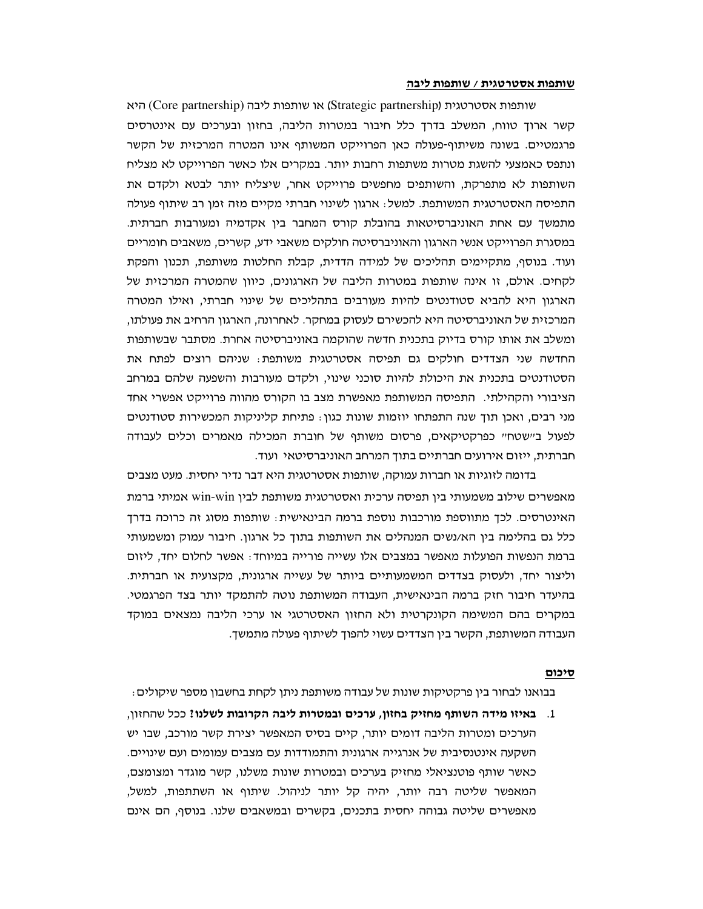## <u>שותפות אסטרטגית / שותפות ליבה</u>

שותפות אסטרטגית (Strategic partnership) או שותפות ליבה (Core partnership) היא קשר ארוך טווח, המשלב בדרך כלל חיבור במטרות הליבה, בחזון ובערכים עם אינטרסים פרגמטיים. בשונה משיתוף-פעולה כאן הפרוייקט המשותף אינו המטרה המרכזית של הקשר ונתפס כאמצעי להשגת מטרות משתפות רחבות יותר. במקרים אלו כאשר הפרוייקט לא מצליח השותפות לא מתפרקת, והשותפים מחפשים פרוייקט אחר, שיצליח יותר לבטא ולקדם את התפיסה האסטרטגית המשותפת. למשל: ארגון לשינוי חברתי מקיים מזה זמן רב שיתוף פעולה מתמשך עם אחת האוניברסיטאות בהובלת קורס המחבר בין אקדמיה ומעורבות חברתית. במסגרת הפרוייקט אנשי הארגון והאוניברסיטה חולקים משאבי ידע, קשרים, משאבים חומריים ועוד. בנוסף, מתקיימים תהליכים של למידה הדדית, קבלת החלטות משותפת, תכנון והפקת לקחים. אולם, זו אינה שותפות במטרות הליבה של הארגונים, כיוון שהמטרה המרכזית של הארגון היא להביא סטודנטים להיות מעורבים בתהליכים של שינוי חברתי, ואילו המטרה המרכזית של האוניברסיטה היא להכשירם לעסוק במחקר. לאחרונה, הארגון הרחיב את פעולתו, ומשלב את אותו קורס בדיוק בתכנית חדשה שהוקמה באוניברסיטה אחרת. מסתבר שבשותפות החדשה שני הצדדים חולקים גם תפיסה אסטרטגית משותפת: שניהם רוצים לפתח את הסטודנטים בתכנית את היכולת להיות סוכני שינוי, ולקדם מעורבות והשפעה שלהם במרחב הציבורי והקהילתי. התפיסה המשותפת מאפשרת מצב בו הקורס מהווה פרוייקט אפשרי אחד מני רבים, ואכן תוך שנה התפתחו יוזמות שונות כגון: פתיחת קליניקות המכשירות סטודנטים לפעול ב"שטח" כפרקטיקאים, פרסום משותף של חוברת המכילה מאמרים וכלים לעבודה חברתית, ייזום אירועים חברתיים בתוך המרחב האוניברסיטאי ועוד.

בדומה לזוגיות או חברות עמוקה, שותפות אסטרטגית היא דבר נדיר יחסית. מעט מצבים מאפשרים שילוב משמעותי בין תפיסה ערכית ואסטרטגית משותפת לבין win-win אמיתי ברמת האינטרסים. לכך מתווספת מורכבות נוספת ברמה הבינאישית: שותפות מסוג זה כרוכה בדרך כלל גם בהלימה בין הא/נשים המנהלים את השותפות בתוך כל ארגון. חיבור עמוק ומשמעותי ברמת הנפשות הפועלות מאפשר במצבים אלו עשייה פורייה במיוחד: אפשר לחלום יחד, ליזום וליצור יחד, ולעסוק בצדדים המשמעותיים ביותר של עשייה ארגונית, מקצועית או חברתית. בהיעדר חיבור חזק ברמה הבינאישית, העבודה המשותפת נוטה להתמקד יותר בצד הפרגמטי. במקרים בהם המשימה הקונקרטית ולא החזון האסטרטגי או ערכי הליבה נמצאים במוקד העבודה המשותפת, הקשר בין הצדדים עשוי להפוך לשיתוף פעולה מתמשך.

## <u>סיכום</u>

בבואנו לבחור בין פרקטיקות שונות של עבודה משותפת ניתן לקחת בחשבון מספר שיקולים:

1. **באיזו מידה השותף מחזיק בחזון, ערכים ובמטרות ליבה הקרובות לשלנו?** ככל שהחזון, הערכים ומטרות הליבה דומים יותר, קיים בסיס המאפשר יצירת קשר מורכב, שבו יש השקעה אינטנסיבית של אנרגייה ארגונית והתמודדות עם מצבים עמומים ועם שינויים. כאשר שותף פוטנציאלי מחזיק בערכים ובמטרות שונות משלנו, קשר מוגדר ומצומצם, המאפשר שליטה רבה יותר, יהיה קל יותר לניהול. שיתוף או השתתפות, למשל, מאפשרים שליטה גבוהה יחסית בתכנים, בקשרים ובמשאבים שלנו. בנוסף, הם אינם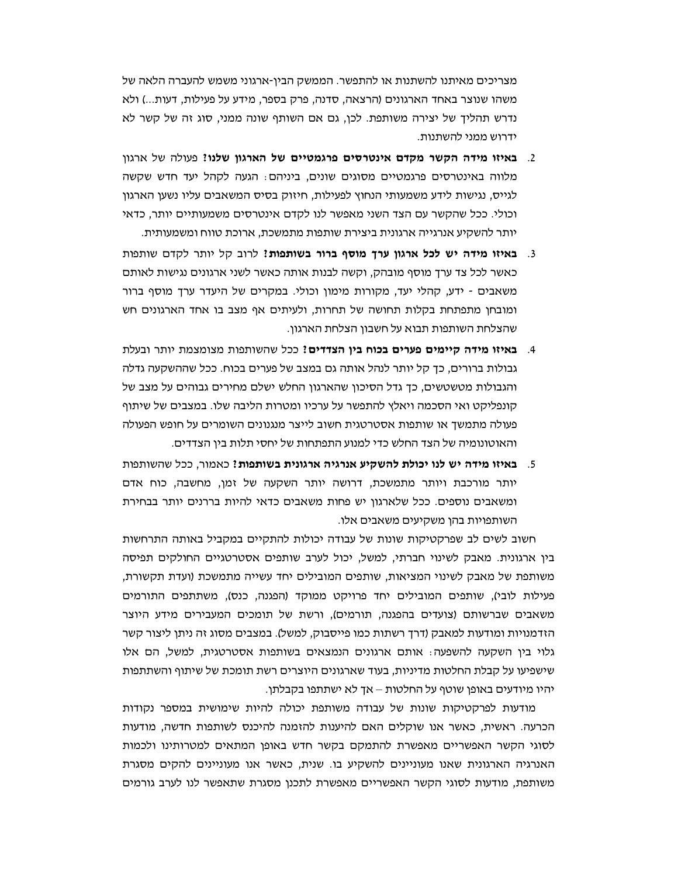מצריכים מאיתנו להשתנות או להתפשר. הממשק הבין-ארגוני משמש להעברה הלאה של משהו שנוצר באחד הארגונים (הרצאה, סדנה, פרק בספר, מידע על פעילות, דעות...) ולא נדרש תהליך של יצירה משותפת. לכן, גם אם השותף שונה ממני, סוג זה של קשר לא ידרוש ממני להשתנות.

2. **באיזו מידה הקשר מקדם אינטרסים פרגמטיים של הארגון שלנו?** פעולה של ארגון מלווה באינטרסים פרגמטיים מסוגים שונים, ביניהם: הגעה לקהל יעד חדש שקשה לגייס, נגישות לידע משמעותי הנחוץ לפעילות, חיזוק בסיס המשאבים עליו נשען הארגון וכולי. ככל שהקשר עם הצד השני מאפשר לנו לקדם אינטרסים משמעותיים יותר, כדאי יותר להשקיע אנרגייה ארגונית ביצירת שותפות מתמשכת, ארוכת טווח ומשמעותית.
3. **באיזו מידה יש לכל ארגון ערך מוסף ברור בשותפות?** לרוב קל יותר לקדם שותפות כאשר לכל צד ערך מוסף מובהק, וקשה לבנות אותה כאשר לשני ארגונים נגישות לאותם משאבים - ידע, קהלי יעד, מקורות מימון וכולי. במקרים של היעדר ערך מוסף ברור ומובחן מתפתחת בקלות תחושה של תחרות, ולעיתים אף מצב בו אחד הארגונים חש שהצלחת השותפות תבוא על חשבון הצלחת הארגון.
4. **באיזו מידה קיימים פערים בכוח בין הצדדים?** ככל שהשותפות מצומצמת יותר ובעלת גבולות ברורים, כך קל יותר לנהל אותה גם במצב של פערים בכוח. ככל שההשקעה גדלה והגבולות מטשטשים, כך גדל הסיכון שהארגון החלש ישלם מחירים גבוהים על מצב של קונפליקט ואי הסכמה ויאלץ להתפשר על ערכיו ומטרות הליבה שלו. במצבים של שיתוף פעולה מתמשך או שותפות אסטרטגית חשוב לייצר מנגנונים השומרים על חופש הפעולה והאוטונומיה של הצד החלש כדי למנוע התפתחות של יחסי תלות בין הצדדים.
5. **באיזו מידה יש לנו יכולת להשקיע אנרגיה ארגונית בשותפות?** כאמור, ככל שהשותפות יותר מורכבת ויותר מתמשכת, דרושה יותר השקעה של זמן, מחשבה, כוח אדם ומשאבים נוספים. ככל שלארגון יש פחות משאבים כדאי להיות בררנים יותר בבחירת השותפויות בהן משקיעים משאבים אלו.

חשוב לשים לב שפרקטיקות שונות של עבודה יכולות להתקיים במקביל באותה התרחשות בין ארגונית. מאבק לשינוי חברתי, למשל, יכול לערב שותפים אסטרטגיים החולקים תפיסה משותפת של מאבק לשינוי המציאות, שותפים המובילים יחד עשייה מתמשכת (ועדת תקשורת, פעילות לובי), שותפים המובילים יחד פרויקט ממוקד (הפגנה, כנס), משתתפים התורמים משאבים שברשותם (צועדים בהפגנה, תורמים), ורשת של תומכים המעבירים מידע היוצר הזדמנויות ומודעות למאבק (דרך רשתות כמו פייסבוק, למשל). במצבים מסוג זה ניתן ליצור קשר גלוי בין השקעה להשפעה: אותם ארגונים הנמצאים בשותפות אסטרטגית, למשל, הם אלו שישפיעו על קבלת החלטות מדיניות, בעוד שארגונים היוצרים רשת תומכת של שיתוף והשתתפות יהיו מיודעים באופן שוטף על החלטות – אך לא ישתתפו בקבלתן.

מודעות לפרקטיקות שונות של עבודה משותפת יכולה להיות שימושית במספר נקודות הכרעה. ראשית, כאשר אנו שוקלים האם להיענות להזמנה להיכנס לשותפות חדשה, מודעות לסוגי הקשר האפשריים מאפשרת להתמקם בקשר חדש באופן המתאים למטרותינו ולכמות האנרגיה הארגונית שאנו מעוניינים להשקיע בו. שנית, כאשר אנו מעוניינים להקים מסגרת משותפת, מודעות לסוגי הקשר האפשריים מאפשרת לתכנן מסגרת שתאפשר לנו לערב גורמים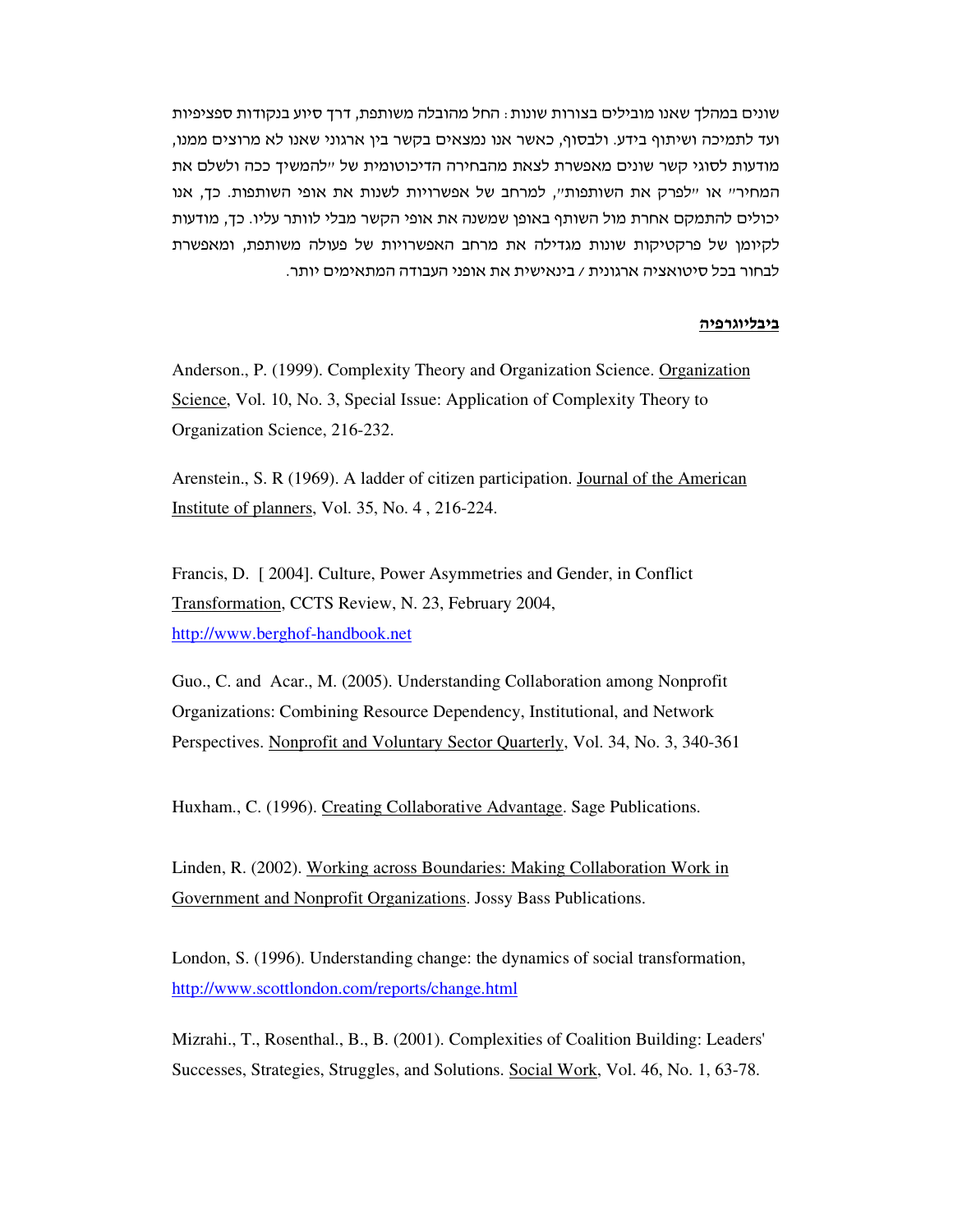שונים במהלך שאנו מובילים בצורות שונות: החל מהובלה משותפת, דרך סיוע בנקודות ספציפיות ועד לתמיכה ושיתוף בידע. ולבסוף, כאשר אנו נמצאים בקשר בין ארגוני שאנו לא מרוצים ממנו, מודעות לסוגי קשר שונים מאפשרת לצאת מהבחירה הדיכוטומית של "להמשיך ככה ולשלם את המחיר" או "לפרק את השותפות", למרחב של אפשרויות לשנות את אופי השותפות. כך, אנו יכולים להתמקם אחרת מול השותף באופן שמשנה את אופי הקשר מבלי לוותר עליו. כך, מודעות לקיומן של פרקטיקות שונות מגדילה את מרחב האפשרויות של פעולה משותפת, ומאפשרת לבחור בכל סיטואציה ארגונית / בינאישית את אופני העבודה המתאימים יותר.

**ביבליוגרפיה**

Anderson., P. (1999). Complexity Theory and Organization Science. Organization Science, Vol. 10, No. 3, Special Issue: Application of Complexity Theory to Organization Science, 216-232.

Arenstein., S. R (1969). A ladder of citizen participation. Journal of the American Institute of planners, Vol. 35, No. 4 , 216-224.

Francis, D. [ 2004]. Culture, Power Asymmetries and Gender, in Conflict Transformation, CCTS Review, N. 23, February 2004, http://www.berghof-handbook.net

Guo., C. and Acar., M. (2005). Understanding Collaboration among Nonprofit Organizations: Combining Resource Dependency, Institutional, and Network Perspectives. Nonprofit and Voluntary Sector Quarterly, Vol. 34, No. 3, 340-361

Huxham., C. (1996). Creating Collaborative Advantage. Sage Publications.

Linden, R. (2002). Working across Boundaries: Making Collaboration Work in Government and Nonprofit Organizations. Jossy Bass Publications.

London, S. (1996). Understanding change: the dynamics of social transformation, http://www.scottlondon.com/reports/change.html

Mizrahi., T., Rosenthal., B., B. (2001). Complexities of Coalition Building: Leaders' Successes, Strategies, Struggles, and Solutions. Social Work, Vol. 46, No. 1, 63-78.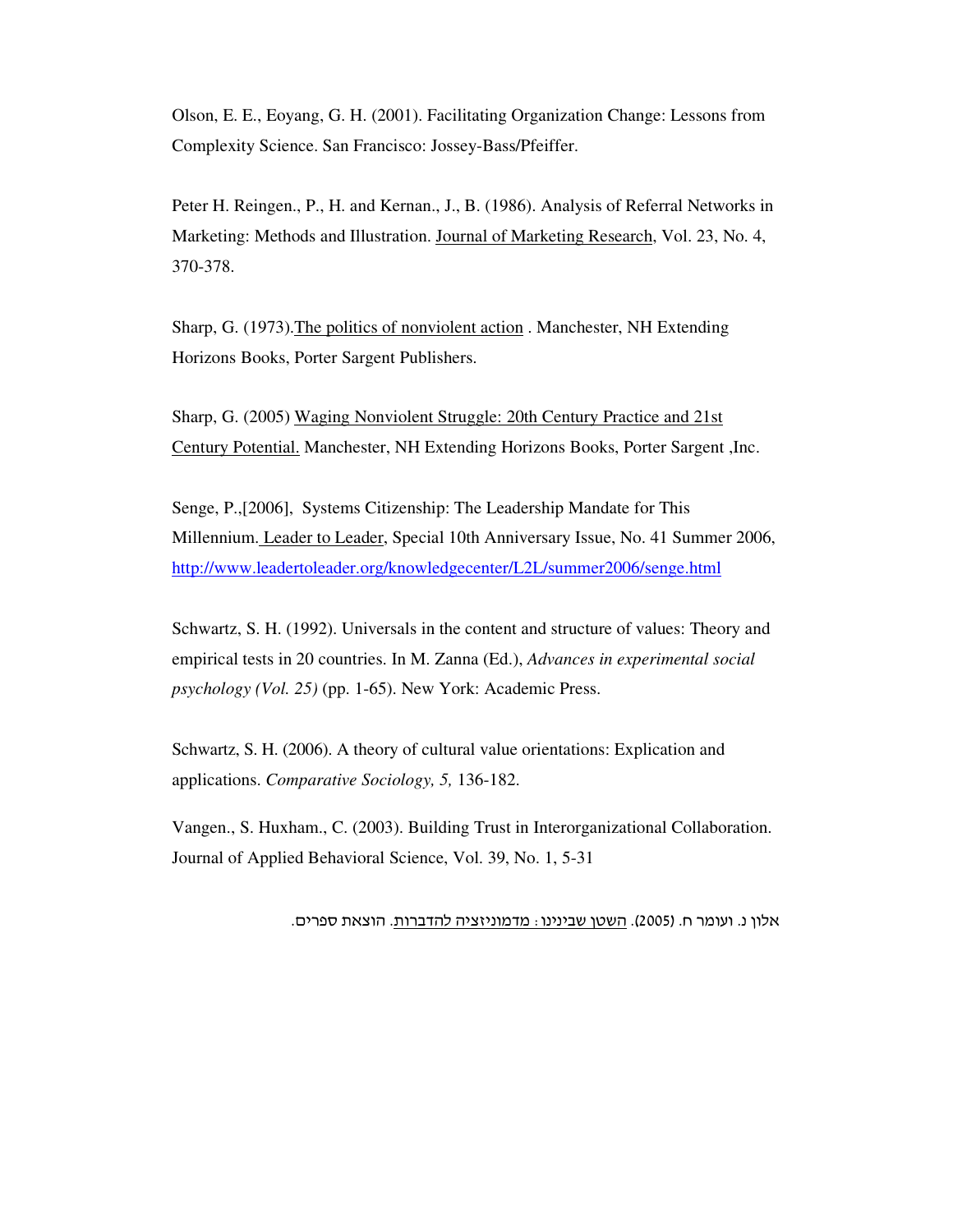Olson, E. E., Eoyang, G. H. (2001). Facilitating Organization Change: Lessons from Complexity Science. San Francisco: Jossey-Bass/Pfeiffer.

Peter H. Reingen., P., H. and Kernan., J., B. (1986). Analysis of Referral Networks in Marketing: Methods and Illustration. Journal of Marketing Research, Vol. 23, No. 4, 370-378.

Sharp, G. (1973).The politics of nonviolent action . Manchester, NH Extending Horizons Books, Porter Sargent Publishers.

Sharp, G. (2005) Waging Nonviolent Struggle: 20th Century Practice and 21st Century Potential. Manchester, NH Extending Horizons Books, Porter Sargent ,Inc.

Senge, P.,[2006], Systems Citizenship: The Leadership Mandate for This Millennium. Leader to Leader, Special 10th Anniversary Issue, No. 41 Summer 2006, http://www.leadertoleader.org/knowledgecenter/L2L/summer2006/senge.html

Schwartz, S. H. (1992). Universals in the content and structure of values: Theory and empirical tests in 20 countries. In M. Zanna (Ed.), *Advances in experimental social psychology (Vol. 25)* (pp. 1-65). New York: Academic Press.

Schwartz, S. H. (2006). A theory of cultural value orientations: Explication and applications. *Comparative Sociology, 5,* 136-182.

Vangen., S. Huxham., C. (2003). Building Trust in Interorganizational Collaboration. Journal of Applied Behavioral Science, Vol. 39, No. 1, 5-31

אלון נ. ועומר ח. (2005). השטן שבינינו: מדמוניזציה להדברות. הוצאת ספרים.